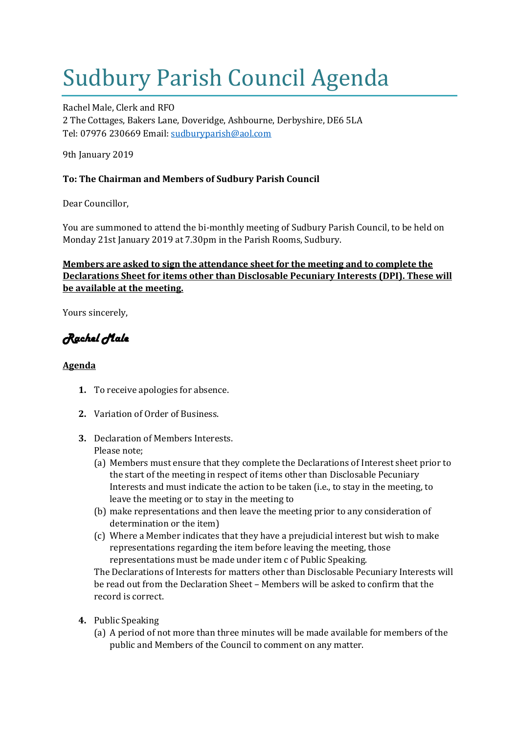# Sudbury Parish Council Agenda

Rachel Male, Clerk and RFO
2 The Cottages, Bakers Lane, Doveridge, Ashbourne, Derbyshire, DE6 5LA
Tel: 07976 230669 Email: sudburyparish@aol.com

9th January 2019

**To: The Chairman and Members of Sudbury Parish Council**

Dear Councillor,

You are summoned to attend the bi-monthly meeting of Sudbury Parish Council, to be held on Monday 21st January 2019 at 7.30pm in the Parish Rooms, Sudbury.

**Members are asked to sign the attendance sheet for the meeting and to complete the Declarations Sheet for items other than Disclosable Pecuniary Interests (DPI). These will be available at the meeting.**

Yours sincerely,

*Rachel Male*

**Agenda**

1. To receive apologies for absence.

2. Variation of Order of Business.

3. Declaration of Members Interests.
   Please note;
   (a) Members must ensure that they complete the Declarations of Interest sheet prior to the start of the meeting in respect of items other than Disclosable Pecuniary Interests and must indicate the action to be taken (i.e., to stay in the meeting, to leave the meeting or to stay in the meeting to
   (b) make representations and then leave the meeting prior to any consideration of determination or the item)
   (c) Where a Member indicates that they have a prejudicial interest but wish to make representations regarding the item before leaving the meeting, those representations must be made under item c of Public Speaking.
   The Declarations of Interests for matters other than Disclosable Pecuniary Interests will be read out from the Declaration Sheet – Members will be asked to confirm that the record is correct.

4. Public Speaking
   (a) A period of not more than three minutes will be made available for members of the public and Members of the Council to comment on any matter.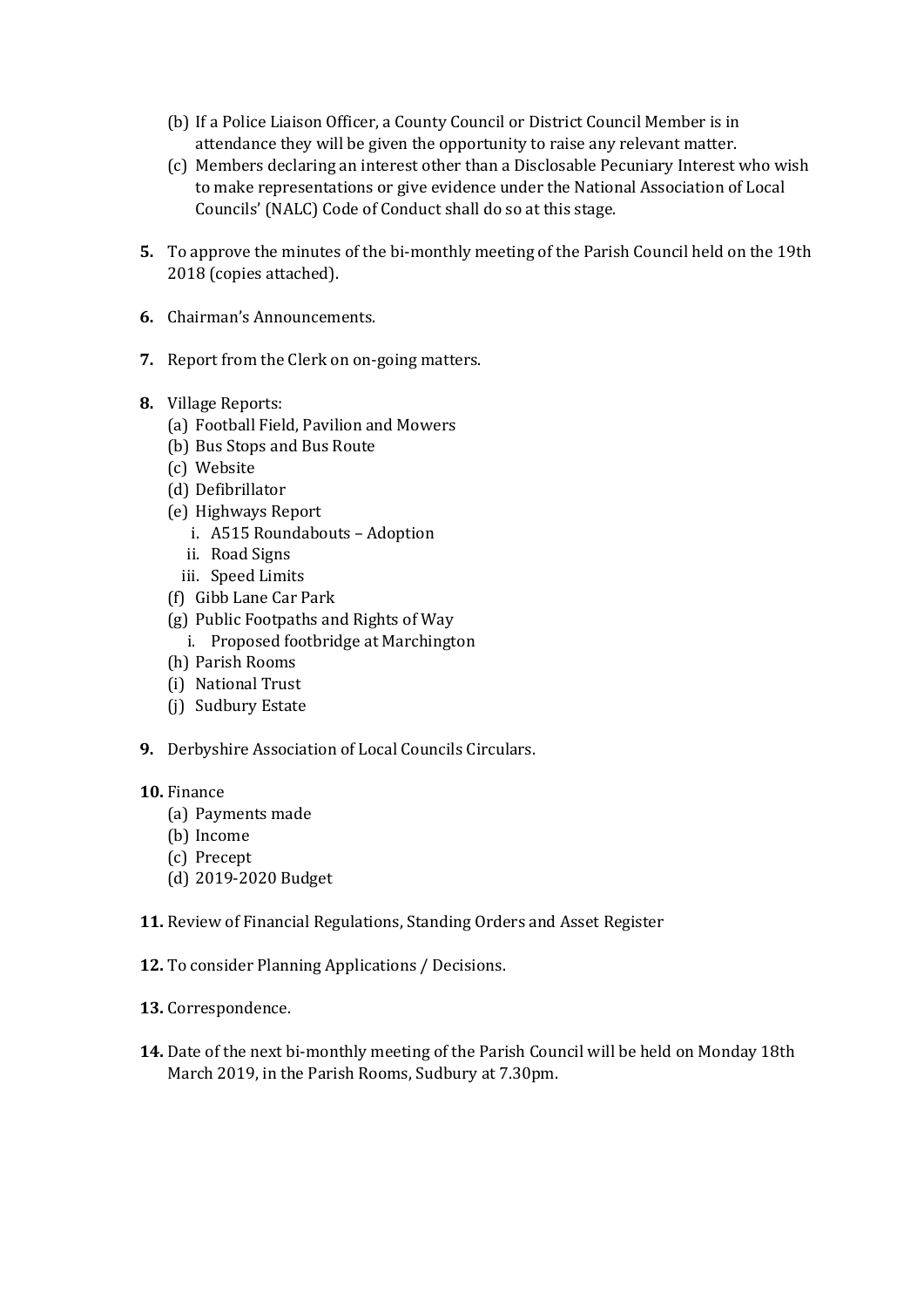(b) If a Police Liaison Officer, a County Council or District Council Member is in attendance they will be given the opportunity to raise any relevant matter.

(c) Members declaring an interest other than a Disclosable Pecuniary Interest who wish to make representations or give evidence under the National Association of Local Councils' (NALC) Code of Conduct shall do so at this stage.

**5.** To approve the minutes of the bi-monthly meeting of the Parish Council held on the 19th 2018 (copies attached).

**6.** Chairman's Announcements.

**7.** Report from the Clerk on on-going matters.

**8.** Village Reports:

(a) Football Field, Pavilion and Mowers
(b) Bus Stops and Bus Route
(c) Website
(d) Defibrillator
(e) Highways Report
  i. A515 Roundabouts – Adoption
  ii. Road Signs
  iii. Speed Limits
(f) Gibb Lane Car Park
(g) Public Footpaths and Rights of Way
  i. Proposed footbridge at Marchington
(h) Parish Rooms
(i) National Trust
(j) Sudbury Estate

**9.** Derbyshire Association of Local Councils Circulars.

**10.** Finance

(a) Payments made
(b) Income
(c) Precept
(d) 2019-2020 Budget

**11.** Review of Financial Regulations, Standing Orders and Asset Register

**12.** To consider Planning Applications / Decisions.

**13.** Correspondence.

**14.** Date of the next bi-monthly meeting of the Parish Council will be held on Monday 18th March 2019, in the Parish Rooms, Sudbury at 7.30pm.